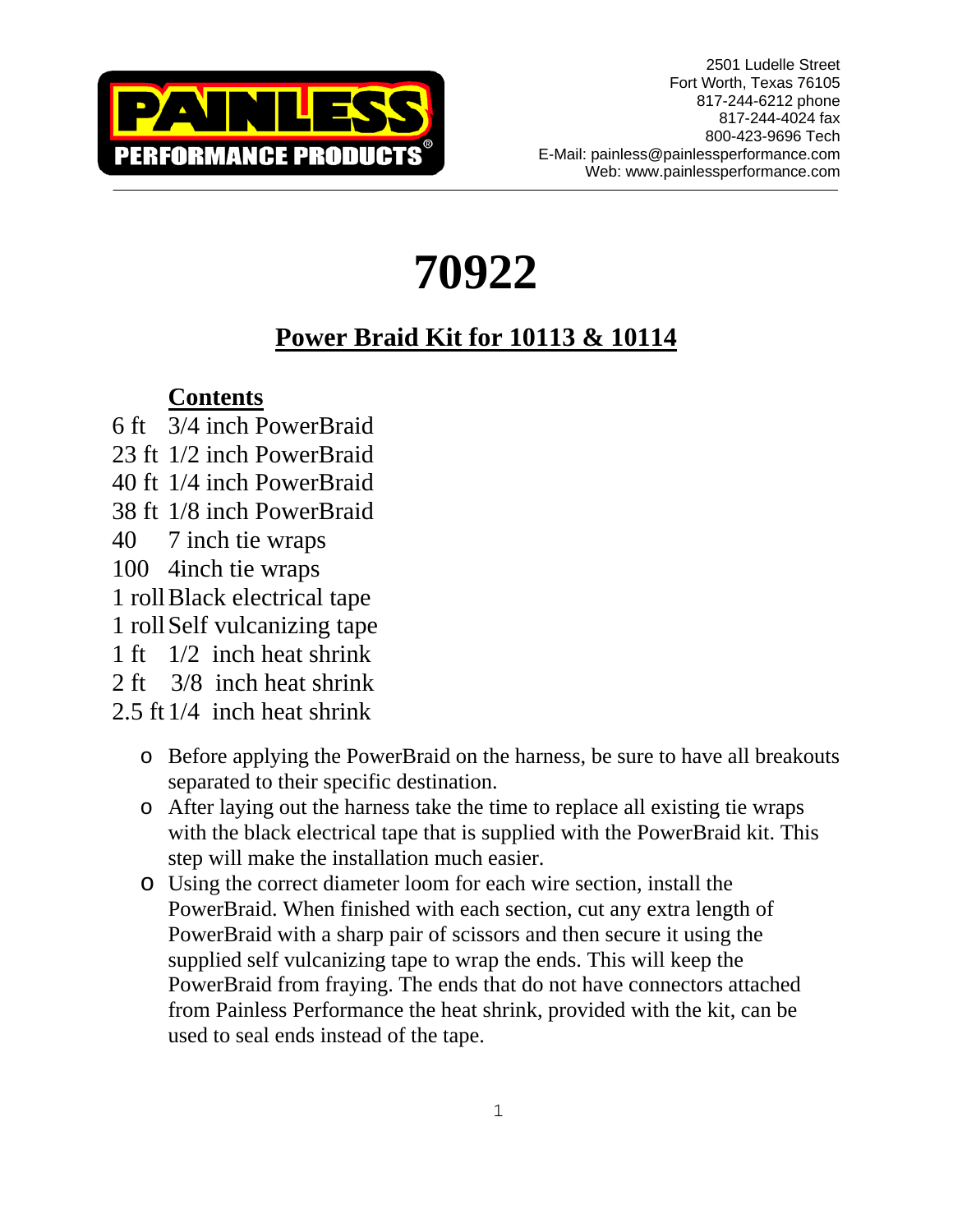PAINLESS PERFORMANCE PRODUCTS®

2501 Ludelle Street
Fort Worth, Texas 76105
817-244-6212 phone
817-244-4024 fax
800-423-9696 Tech
E-Mail: painless@painlessperformance.com
Web: www.painlessperformance.com

---

# 70922

## Power Braid Kit for 10113 & 10114

### Contents

| | |
|---|---|
| 6 ft | 3/4 inch PowerBraid |
| 23 ft | 1/2 inch PowerBraid |
| 40 ft | 1/4 inch PowerBraid |
| 38 ft | 1/8 inch PowerBraid |
| 40 | 7 inch tie wraps |
| 100 | 4inch tie wraps |
| 1 roll | Black electrical tape |
| 1 roll | Self vulcanizing tape |
| 1 ft | 1/2 inch heat shrink |
| 2 ft | 3/8 inch heat shrink |
| 2.5 ft | 1/4 inch heat shrink |

- Before applying the PowerBraid on the harness, be sure to have all breakouts separated to their specific destination.
- After laying out the harness take the time to replace all existing tie wraps with the black electrical tape that is supplied with the PowerBraid kit. This step will make the installation much easier.
- Using the correct diameter loom for each wire section, install the PowerBraid. When finished with each section, cut any extra length of PowerBraid with a sharp pair of scissors and then secure it using the supplied self vulcanizing tape to wrap the ends. This will keep the PowerBraid from fraying. The ends that do not have connectors attached from Painless Performance the heat shrink, provided with the kit, can be used to seal ends instead of the tape.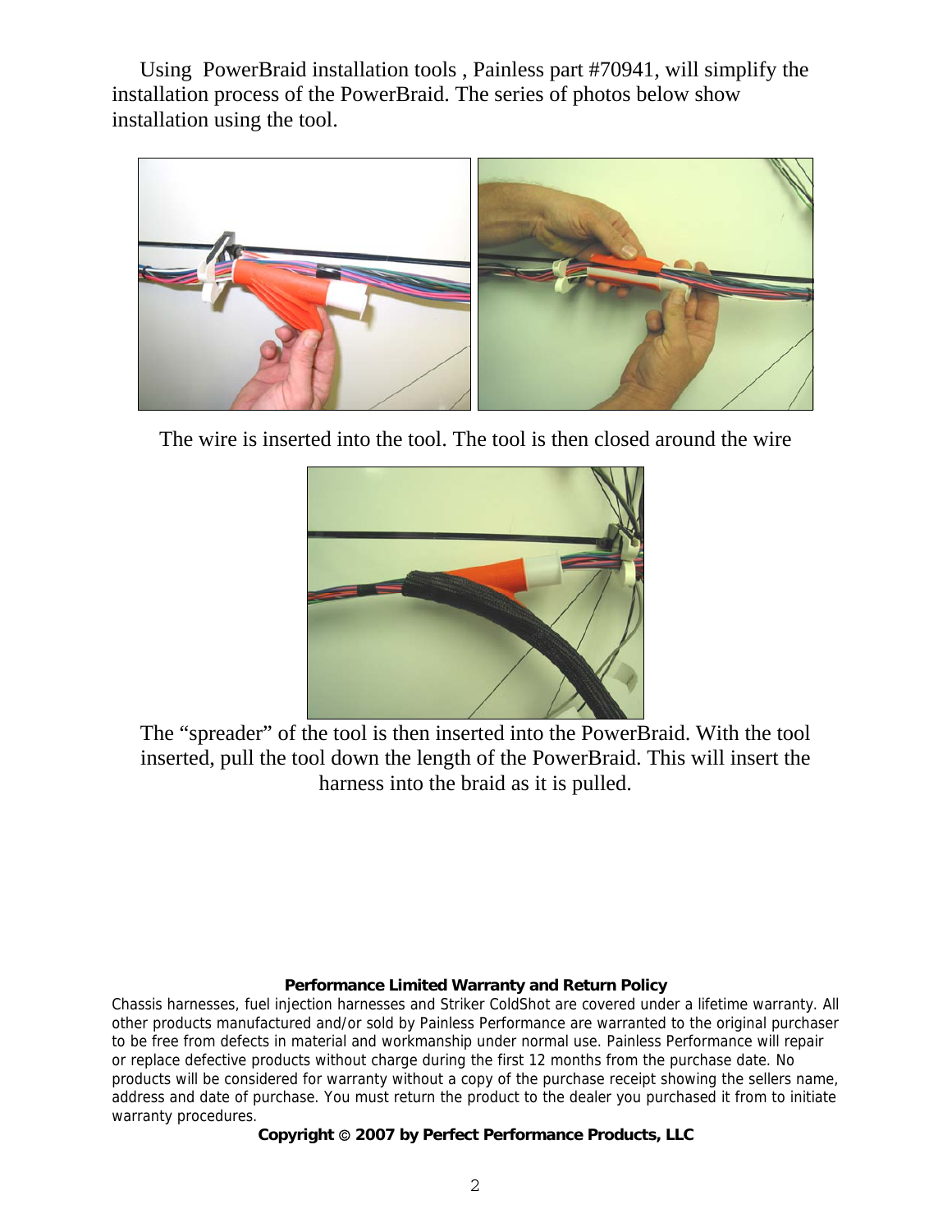Using PowerBraid installation tools , Painless part #70941, will simplify the installation process of the PowerBraid. The series of photos below show installation using the tool.

The wire is inserted into the tool. The tool is then closed around the wire

The “spreader” of the tool is then inserted into the PowerBraid. With the tool inserted, pull the tool down the length of the PowerBraid. This will insert the harness into the braid as it is pulled.

**Performance Limited Warranty and Return Policy**

Chassis harnesses, fuel injection harnesses and Striker ColdShot are covered under a lifetime warranty. All other products manufactured and/or sold by Painless Performance are warranted to the original purchaser to be free from defects in material and workmanship under normal use. Painless Performance will repair or replace defective products without charge during the first 12 months from the purchase date. No products will be considered for warranty without a copy of the purchase receipt showing the sellers name, address and date of purchase. You must return the product to the dealer you purchased it from to initiate warranty procedures.

**Copyright © 2007 by Perfect Performance Products, LLC**